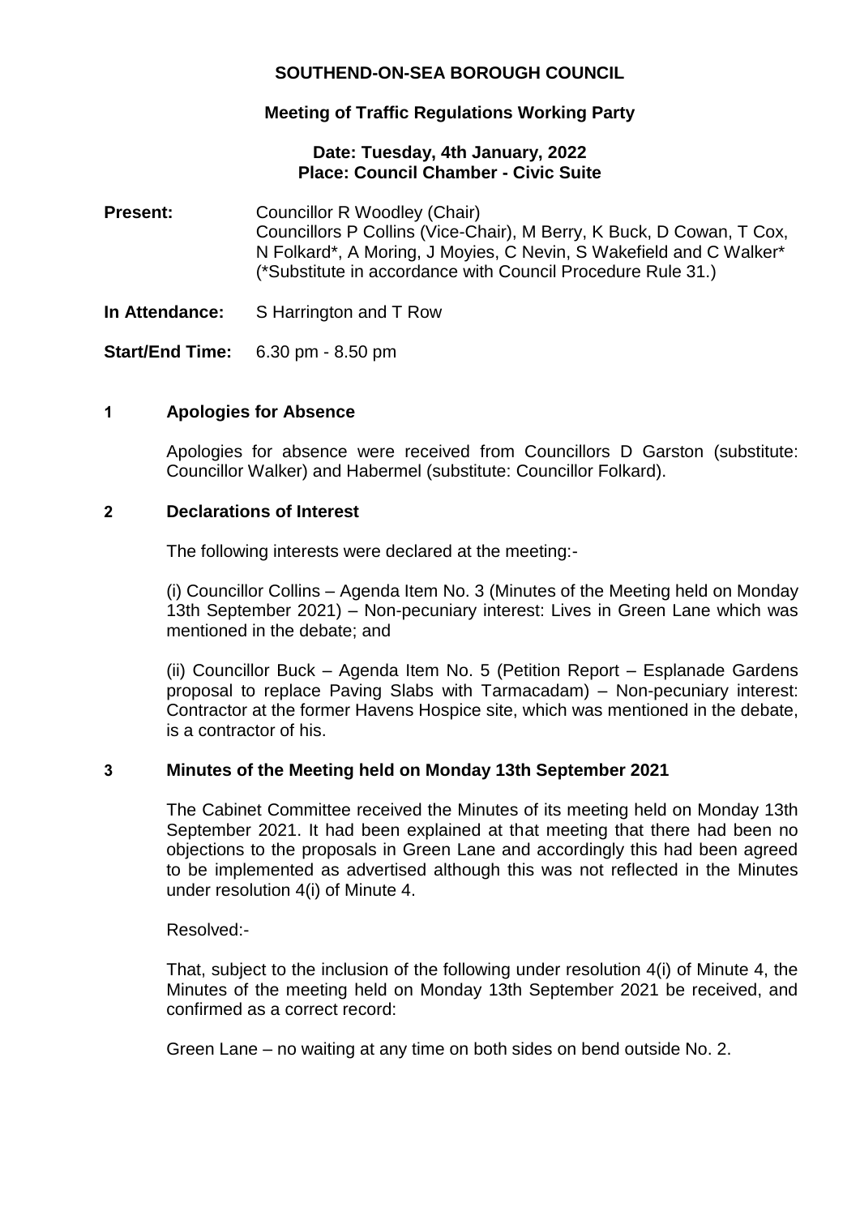**SOUTHEND-ON-SEA BOROUGH COUNCIL**

**Meeting of Traffic Regulations Working Party**

**Date: Tuesday, 4th January, 2022**
**Place: Council Chamber - Civic Suite**

**Present:** Councillor R Woodley (Chair)
Councillors P Collins (Vice-Chair), M Berry, K Buck, D Cowan, T Cox, N Folkard*, A Moring, J Moyies, C Nevin, S Wakefield and C Walker*
(*Substitute in accordance with Council Procedure Rule 31.)

**In Attendance:** S Harrington and T Row

**Start/End Time:** 6.30 pm - 8.50 pm

## 1 Apologies for Absence

Apologies for absence were received from Councillors D Garston (substitute: Councillor Walker) and Habermel (substitute: Councillor Folkard).

## 2 Declarations of Interest

The following interests were declared at the meeting:-

(i) Councillor Collins – Agenda Item No. 3 (Minutes of the Meeting held on Monday 13th September 2021) – Non-pecuniary interest: Lives in Green Lane which was mentioned in the debate; and

(ii) Councillor Buck – Agenda Item No. 5 (Petition Report – Esplanade Gardens proposal to replace Paving Slabs with Tarmacadam) – Non-pecuniary interest: Contractor at the former Havens Hospice site, which was mentioned in the debate, is a contractor of his.

## 3 Minutes of the Meeting held on Monday 13th September 2021

The Cabinet Committee received the Minutes of its meeting held on Monday 13th September 2021. It had been explained at that meeting that there had been no objections to the proposals in Green Lane and accordingly this had been agreed to be implemented as advertised although this was not reflected in the Minutes under resolution 4(i) of Minute 4.

Resolved:-

That, subject to the inclusion of the following under resolution 4(i) of Minute 4, the Minutes of the meeting held on Monday 13th September 2021 be received, and confirmed as a correct record:

Green Lane – no waiting at any time on both sides on bend outside No. 2.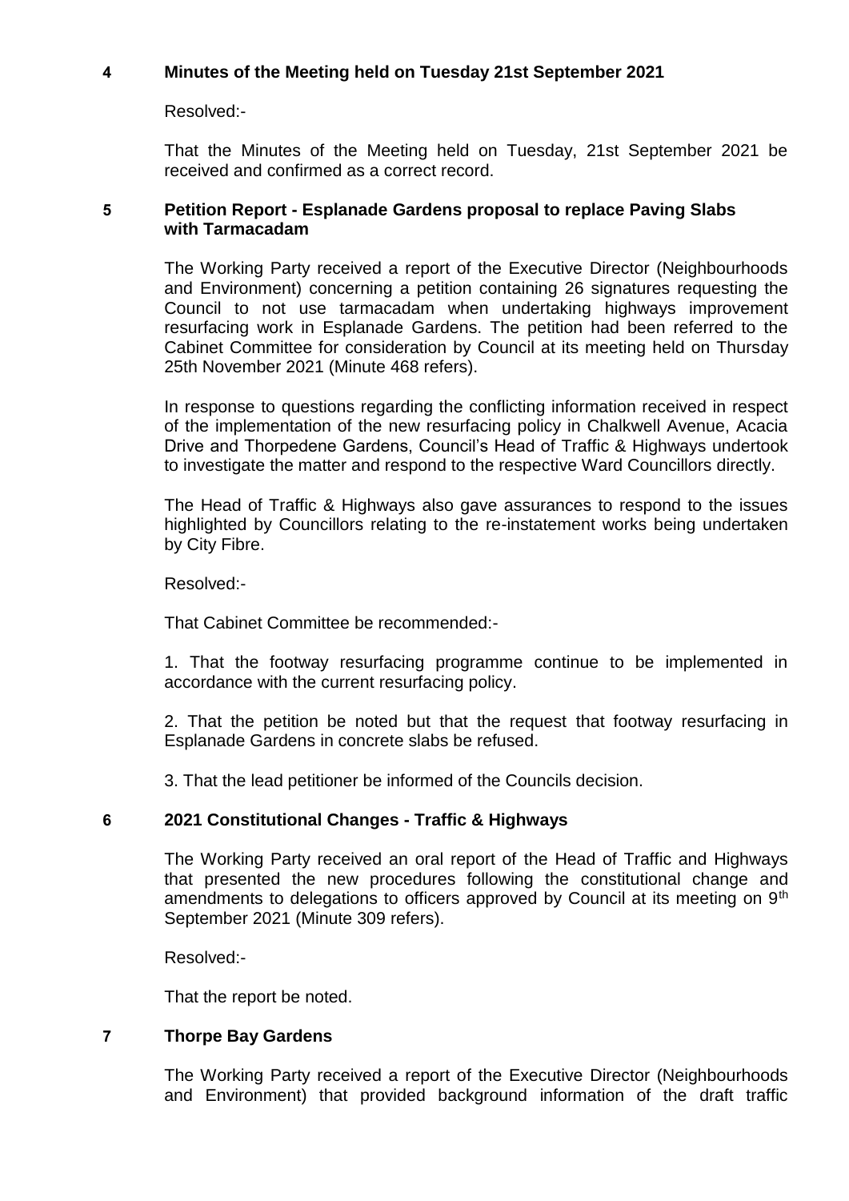## 4 Minutes of the Meeting held on Tuesday 21st September 2021

Resolved:-

That the Minutes of the Meeting held on Tuesday, 21st September 2021 be received and confirmed as a correct record.

## 5 Petition Report - Esplanade Gardens proposal to replace Paving Slabs with Tarmacadam

The Working Party received a report of the Executive Director (Neighbourhoods and Environment) concerning a petition containing 26 signatures requesting the Council to not use tarmacadam when undertaking highways improvement resurfacing work in Esplanade Gardens. The petition had been referred to the Cabinet Committee for consideration by Council at its meeting held on Thursday 25th November 2021 (Minute 468 refers).

In response to questions regarding the conflicting information received in respect of the implementation of the new resurfacing policy in Chalkwell Avenue, Acacia Drive and Thorpedene Gardens, Council's Head of Traffic & Highways undertook to investigate the matter and respond to the respective Ward Councillors directly.

The Head of Traffic & Highways also gave assurances to respond to the issues highlighted by Councillors relating to the re-instatement works being undertaken by City Fibre.

Resolved:-

That Cabinet Committee be recommended:-

1. That the footway resurfacing programme continue to be implemented in accordance with the current resurfacing policy.

2. That the petition be noted but that the request that footway resurfacing in Esplanade Gardens in concrete slabs be refused.

3. That the lead petitioner be informed of the Councils decision.

## 6 2021 Constitutional Changes - Traffic & Highways

The Working Party received an oral report of the Head of Traffic and Highways that presented the new procedures following the constitutional change and amendments to delegations to officers approved by Council at its meeting on 9th September 2021 (Minute 309 refers).

Resolved:-

That the report be noted.

## 7 Thorpe Bay Gardens

The Working Party received a report of the Executive Director (Neighbourhoods and Environment) that provided background information of the draft traffic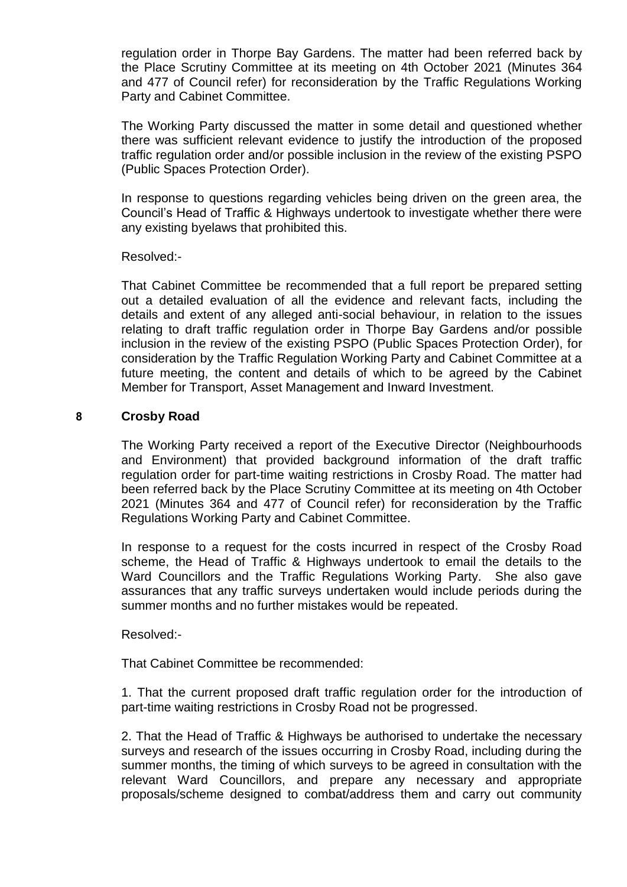regulation order in Thorpe Bay Gardens. The matter had been referred back by the Place Scrutiny Committee at its meeting on 4th October 2021 (Minutes 364 and 477 of Council refer) for reconsideration by the Traffic Regulations Working Party and Cabinet Committee.

The Working Party discussed the matter in some detail and questioned whether there was sufficient relevant evidence to justify the introduction of the proposed traffic regulation order and/or possible inclusion in the review of the existing PSPO (Public Spaces Protection Order).

In response to questions regarding vehicles being driven on the green area, the Council's Head of Traffic & Highways undertook to investigate whether there were any existing byelaws that prohibited this.

Resolved:-

That Cabinet Committee be recommended that a full report be prepared setting out a detailed evaluation of all the evidence and relevant facts, including the details and extent of any alleged anti-social behaviour, in relation to the issues relating to draft traffic regulation order in Thorpe Bay Gardens and/or possible inclusion in the review of the existing PSPO (Public Spaces Protection Order), for consideration by the Traffic Regulation Working Party and Cabinet Committee at a future meeting, the content and details of which to be agreed by the Cabinet Member for Transport, Asset Management and Inward Investment.

## 8 Crosby Road

The Working Party received a report of the Executive Director (Neighbourhoods and Environment) that provided background information of the draft traffic regulation order for part-time waiting restrictions in Crosby Road. The matter had been referred back by the Place Scrutiny Committee at its meeting on 4th October 2021 (Minutes 364 and 477 of Council refer) for reconsideration by the Traffic Regulations Working Party and Cabinet Committee.

In response to a request for the costs incurred in respect of the Crosby Road scheme, the Head of Traffic & Highways undertook to email the details to the Ward Councillors and the Traffic Regulations Working Party. She also gave assurances that any traffic surveys undertaken would include periods during the summer months and no further mistakes would be repeated.

Resolved:-

That Cabinet Committee be recommended:

1. That the current proposed draft traffic regulation order for the introduction of part-time waiting restrictions in Crosby Road not be progressed.

2. That the Head of Traffic & Highways be authorised to undertake the necessary surveys and research of the issues occurring in Crosby Road, including during the summer months, the timing of which surveys to be agreed in consultation with the relevant Ward Councillors, and prepare any necessary and appropriate proposals/scheme designed to combat/address them and carry out community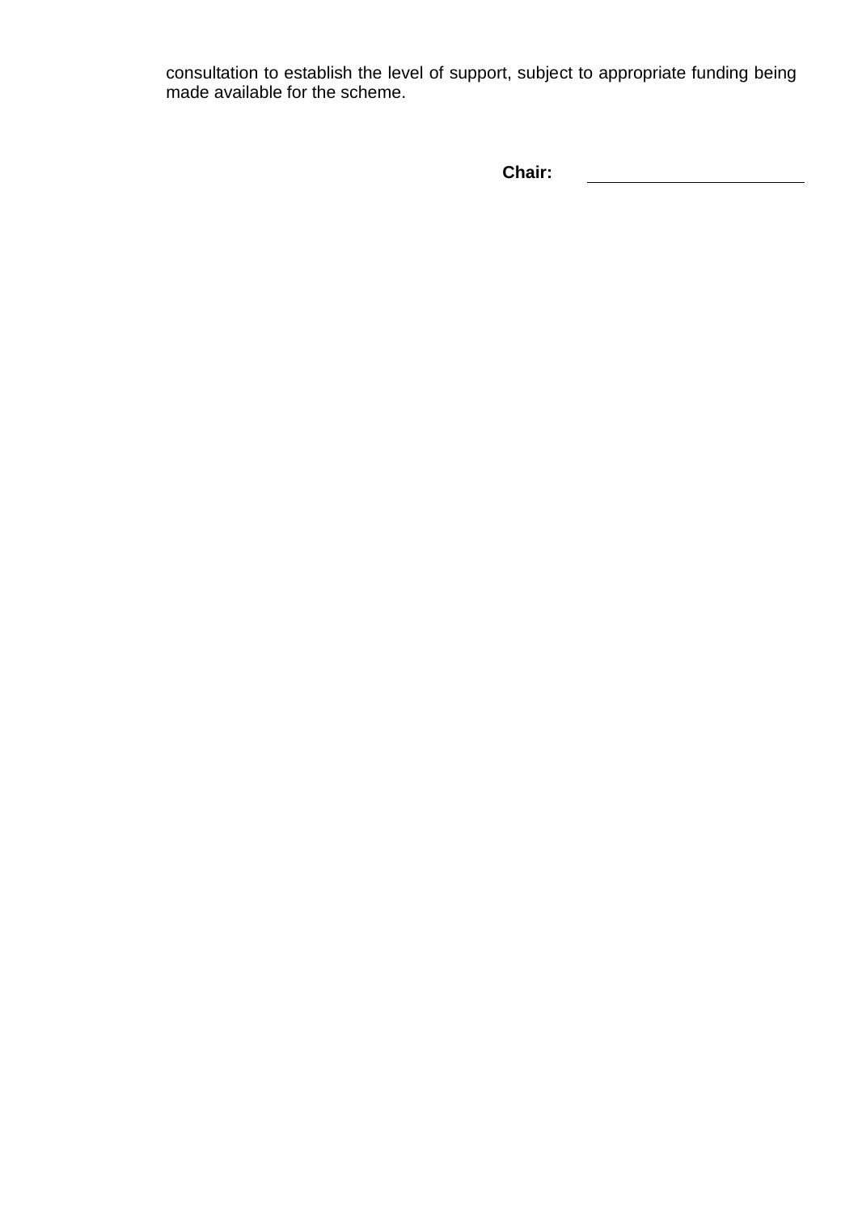consultation to establish the level of support, subject to appropriate funding being made available for the scheme.

**Chair:** \_\_\_\_\_\_\_\_\_\_\_\_\_\_\_\_\_\_\_\_\_\_\_\_